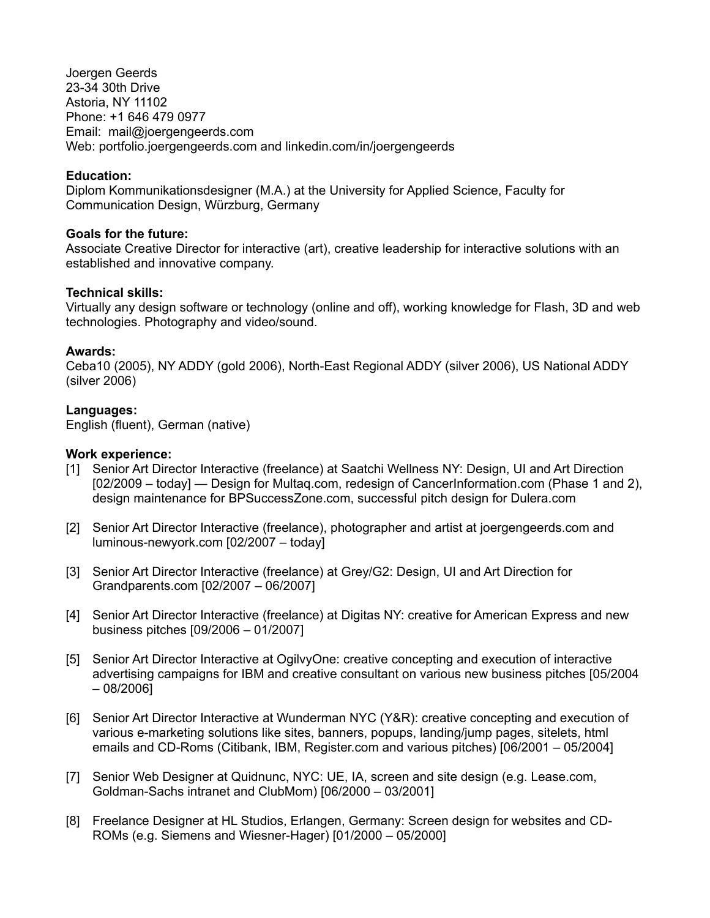Joergen Geerds
23-34 30th Drive
Astoria, NY 11102
Phone: +1 646 479 0977
Email: mail@joergengeerds.com
Web: portfolio.joergengeerds.com and linkedin.com/in/joergengeerds

**Education:**
Diplom Kommunikationsdesigner (M.A.) at the University for Applied Science, Faculty for Communication Design, Würzburg, Germany

**Goals for the future:**
Associate Creative Director for interactive (art), creative leadership for interactive solutions with an established and innovative company.

**Technical skills:**
Virtually any design software or technology (online and off), working knowledge for Flash, 3D and web technologies. Photography and video/sound.

**Awards:**
Ceba10 (2005), NY ADDY (gold 2006), North-East Regional ADDY (silver 2006), US National ADDY (silver 2006)

**Languages:**
English (fluent), German (native)

**Work experience:**

[1] Senior Art Director Interactive (freelance) at Saatchi Wellness NY: Design, UI and Art Direction [02/2009 – today] — Design for Multaq.com, redesign of CancerInformation.com (Phase 1 and 2), design maintenance for BPSuccessZone.com, successful pitch design for Dulera.com

[2] Senior Art Director Interactive (freelance), photographer and artist at joergengeerds.com and luminous-newyork.com [02/2007 – today]

[3] Senior Art Director Interactive (freelance) at Grey/G2: Design, UI and Art Direction for Grandparents.com [02/2007 – 06/2007]

[4] Senior Art Director Interactive (freelance) at Digitas NY: creative for American Express and new business pitches [09/2006 – 01/2007]

[5] Senior Art Director Interactive at OgilvyOne: creative concepting and execution of interactive advertising campaigns for IBM and creative consultant on various new business pitches [05/2004 – 08/2006]

[6] Senior Art Director Interactive at Wunderman NYC (Y&R): creative concepting and execution of various e-marketing solutions like sites, banners, popups, landing/jump pages, sitelets, html emails and CD-Roms (Citibank, IBM, Register.com and various pitches) [06/2001 – 05/2004]

[7] Senior Web Designer at Quidnunc, NYC: UE, IA, screen and site design (e.g. Lease.com, Goldman-Sachs intranet and ClubMom) [06/2000 – 03/2001]

[8] Freelance Designer at HL Studios, Erlangen, Germany: Screen design for websites and CD-ROMs (e.g. Siemens and Wiesner-Hager) [01/2000 – 05/2000]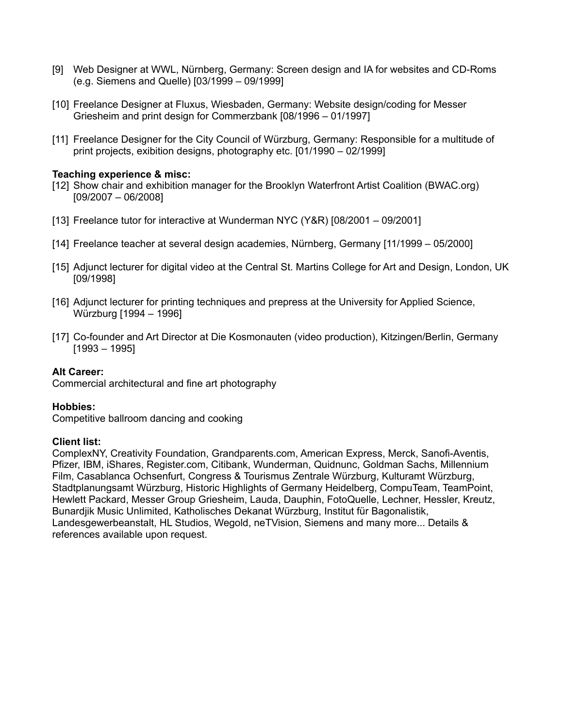[9] Web Designer at WWL, Nürnberg, Germany: Screen design and IA for websites and CD-Roms (e.g. Siemens and Quelle) [03/1999 – 09/1999]

[10] Freelance Designer at Fluxus, Wiesbaden, Germany: Website design/coding for Messer Griesheim and print design for Commerzbank [08/1996 – 01/1997]

[11] Freelance Designer for the City Council of Würzburg, Germany: Responsible for a multitude of print projects, exibition designs, photography etc. [01/1990 – 02/1999]

**Teaching experience & misc:**

[12] Show chair and exhibition manager for the Brooklyn Waterfront Artist Coalition (BWAC.org) [09/2007 – 06/2008]

[13] Freelance tutor for interactive at Wunderman NYC (Y&R) [08/2001 – 09/2001]

[14] Freelance teacher at several design academies, Nürnberg, Germany [11/1999 – 05/2000]

[15] Adjunct lecturer for digital video at the Central St. Martins College for Art and Design, London, UK [09/1998]

[16] Adjunct lecturer for printing techniques and prepress at the University for Applied Science, Würzburg [1994 – 1996]

[17] Co-founder and Art Director at Die Kosmonauten (video production), Kitzingen/Berlin, Germany [1993 – 1995]

**Alt Career:**

Commercial architectural and fine art photography

**Hobbies:**

Competitive ballroom dancing and cooking

**Client list:**

ComplexNY, Creativity Foundation, Grandparents.com, American Express, Merck, Sanofi-Aventis, Pfizer, IBM, iShares, Register.com, Citibank, Wunderman, Quidnunc, Goldman Sachs, Millennium Film, Casablanca Ochsenfurt, Congress & Tourismus Zentrale Würzburg, Kulturamt Würzburg, Stadtplanungsamt Würzburg, Historic Highlights of Germany Heidelberg, CompuTeam, TeamPoint, Hewlett Packard, Messer Group Griesheim, Lauda, Dauphin, FotoQuelle, Lechner, Hessler, Kreutz, Bunardjik Music Unlimited, Katholisches Dekanat Würzburg, Institut für Bagonalistik, Landesgewerbeanstalt, HL Studios, Wegold, neTVision, Siemens and many more... Details & references available upon request.